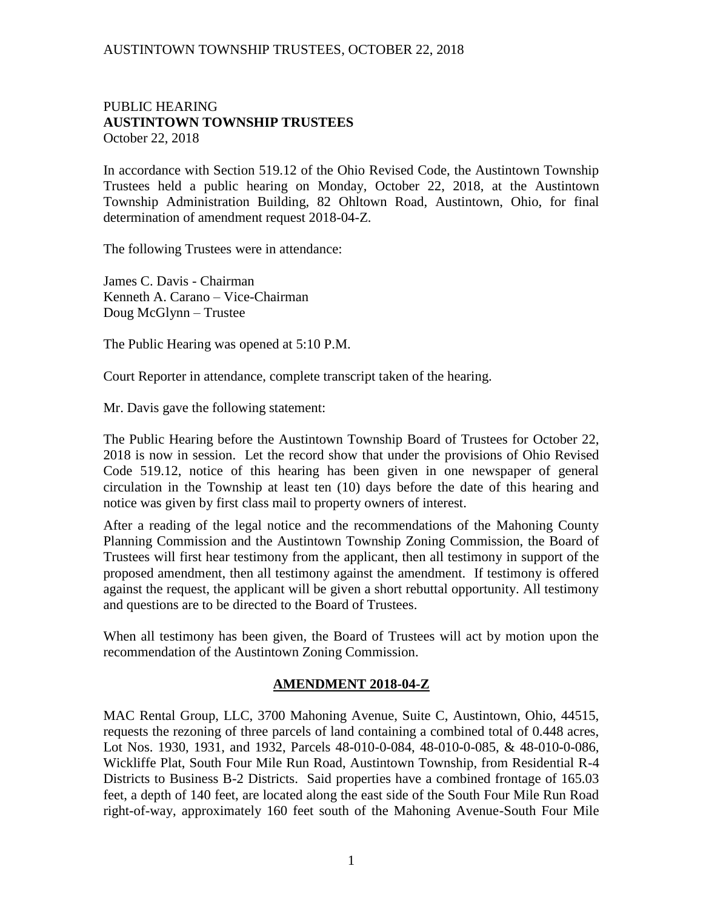PUBLIC HEARING
**AUSTINTOWN TOWNSHIP TRUSTEES**
October 22, 2018

In accordance with Section 519.12 of the Ohio Revised Code, the Austintown Township Trustees held a public hearing on Monday, October 22, 2018, at the Austintown Township Administration Building, 82 Ohltown Road, Austintown, Ohio, for final determination of amendment request 2018-04-Z.

The following Trustees were in attendance:

James C. Davis - Chairman
Kenneth A. Carano – Vice-Chairman
Doug McGlynn – Trustee

The Public Hearing was opened at 5:10 P.M.

Court Reporter in attendance, complete transcript taken of the hearing.

Mr. Davis gave the following statement:

The Public Hearing before the Austintown Township Board of Trustees for October 22, 2018 is now in session. Let the record show that under the provisions of Ohio Revised Code 519.12, notice of this hearing has been given in one newspaper of general circulation in the Township at least ten (10) days before the date of this hearing and notice was given by first class mail to property owners of interest.

After a reading of the legal notice and the recommendations of the Mahoning County Planning Commission and the Austintown Township Zoning Commission, the Board of Trustees will first hear testimony from the applicant, then all testimony in support of the proposed amendment, then all testimony against the amendment. If testimony is offered against the request, the applicant will be given a short rebuttal opportunity. All testimony and questions are to be directed to the Board of Trustees.

When all testimony has been given, the Board of Trustees will act by motion upon the recommendation of the Austintown Zoning Commission.

**AMENDMENT 2018-04-Z**

MAC Rental Group, LLC, 3700 Mahoning Avenue, Suite C, Austintown, Ohio, 44515, requests the rezoning of three parcels of land containing a combined total of 0.448 acres, Lot Nos. 1930, 1931, and 1932, Parcels 48-010-0-084, 48-010-0-085, & 48-010-0-086, Wickliffe Plat, South Four Mile Run Road, Austintown Township, from Residential R-4 Districts to Business B-2 Districts. Said properties have a combined frontage of 165.03 feet, a depth of 140 feet, are located along the east side of the South Four Mile Run Road right-of-way, approximately 160 feet south of the Mahoning Avenue-South Four Mile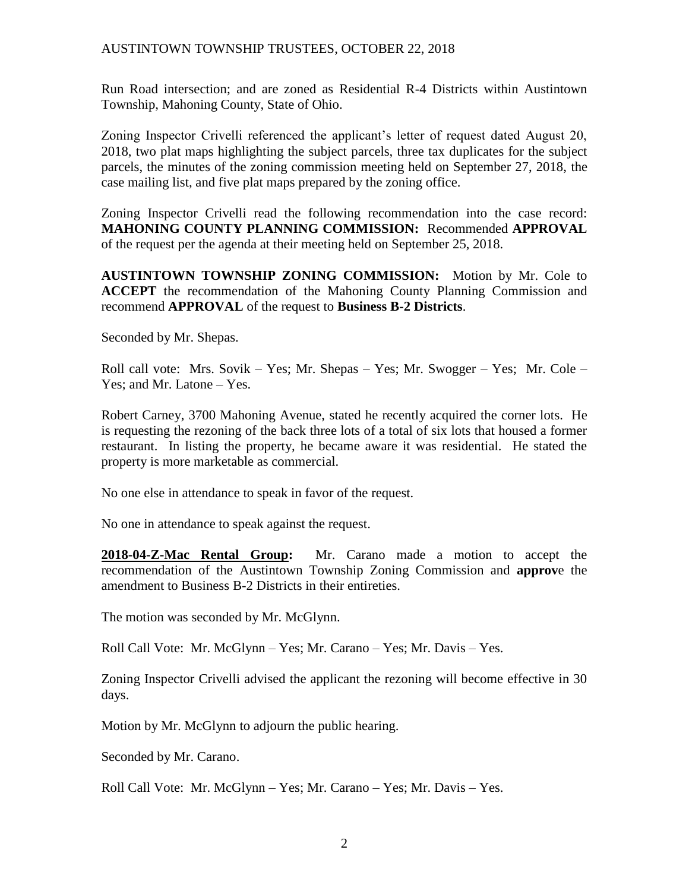Run Road intersection; and are zoned as Residential R-4 Districts within Austintown Township, Mahoning County, State of Ohio.

Zoning Inspector Crivelli referenced the applicant's letter of request dated August 20, 2018, two plat maps highlighting the subject parcels, three tax duplicates for the subject parcels, the minutes of the zoning commission meeting held on September 27, 2018, the case mailing list, and five plat maps prepared by the zoning office.

Zoning Inspector Crivelli read the following recommendation into the case record: **MAHONING COUNTY PLANNING COMMISSION:** Recommended **APPROVAL** of the request per the agenda at their meeting held on September 25, 2018.

**AUSTINTOWN TOWNSHIP ZONING COMMISSION:** Motion by Mr. Cole to **ACCEPT** the recommendation of the Mahoning County Planning Commission and recommend **APPROVAL** of the request to **Business B-2 Districts**.

Seconded by Mr. Shepas.

Roll call vote: Mrs. Sovik – Yes; Mr. Shepas – Yes; Mr. Swogger – Yes; Mr. Cole – Yes; and Mr. Latone – Yes.

Robert Carney, 3700 Mahoning Avenue, stated he recently acquired the corner lots. He is requesting the rezoning of the back three lots of a total of six lots that housed a former restaurant. In listing the property, he became aware it was residential. He stated the property is more marketable as commercial.

No one else in attendance to speak in favor of the request.

No one in attendance to speak against the request.

**2018-04-Z-Mac Rental Group:** Mr. Carano made a motion to accept the recommendation of the Austintown Township Zoning Commission and **approv**e the amendment to Business B-2 Districts in their entireties.

The motion was seconded by Mr. McGlynn.

Roll Call Vote: Mr. McGlynn – Yes; Mr. Carano – Yes; Mr. Davis – Yes.

Zoning Inspector Crivelli advised the applicant the rezoning will become effective in 30 days.

Motion by Mr. McGlynn to adjourn the public hearing.

Seconded by Mr. Carano.

Roll Call Vote: Mr. McGlynn – Yes; Mr. Carano – Yes; Mr. Davis – Yes.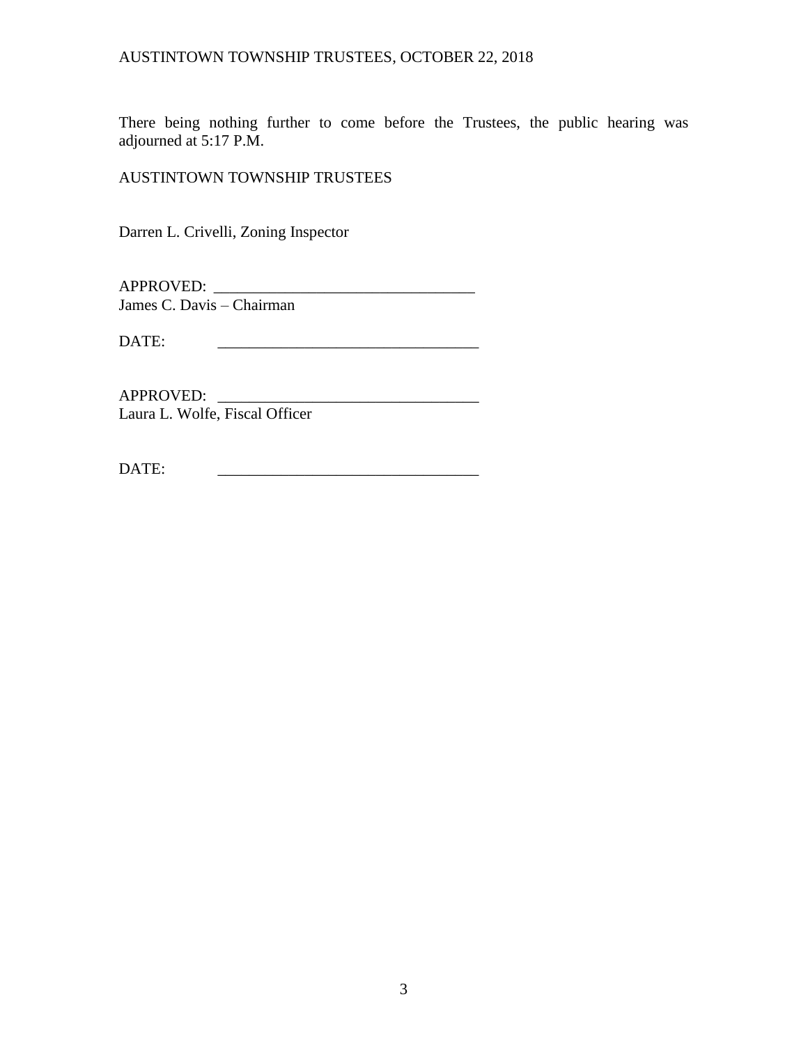There being nothing further to come before the Trustees, the public hearing was adjourned at 5:17 P.M.

AUSTINTOWN TOWNSHIP TRUSTEES

Darren L. Crivelli, Zoning Inspector

APPROVED: _________________________________
James C. Davis – Chairman

DATE: _________________________________

APPROVED: _________________________________
Laura L. Wolfe, Fiscal Officer

DATE: _________________________________